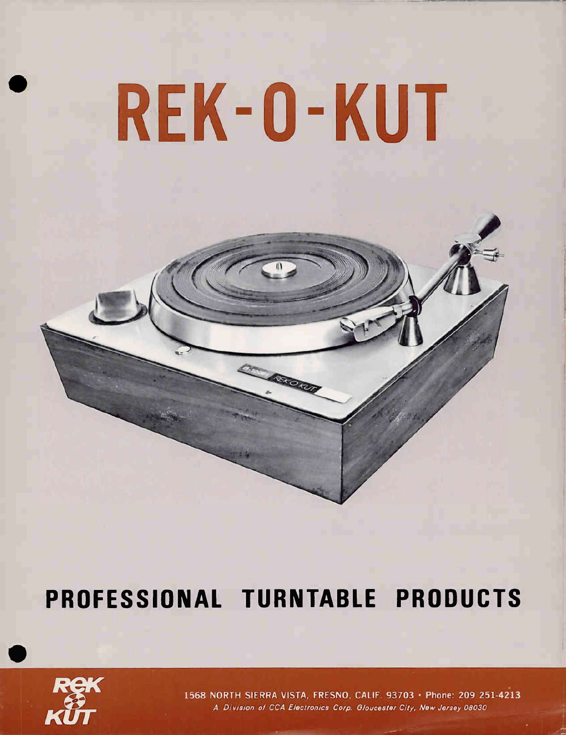# REK-O-KUT

## PROFESSIONAL TURNTABLE PRODUCTS

REK O KUT

1568 NORTH SIERRA VISTA, FRESNO, CALIF. 93703 • Phone: 209 251-4213

*A Division of CCA Electronics Corp. Gloucester City, New Jersey 08030*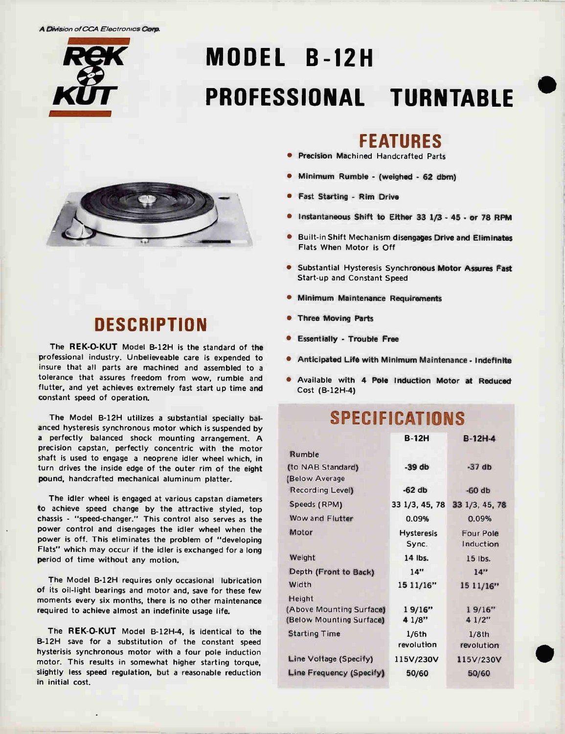A Division of CCA Electronics Corp.

REK-O-KUT

# MODEL B-12H
# PROFESSIONAL TURNTABLE

## FEATURES

- Precision Machined Handcrafted Parts
- Minimum Rumble - (weighed - 62 dbm)
- Fast Starting - Rim Drive
- Instantaneous Shift to Either 33 1/3 - 45 - or 78 RPM
- Built-in Shift Mechanism disengages Drive and Eliminates Flats When Motor is Off
- Substantial Hysteresis Synchronous Motor Assures Fast Start-up and Constant Speed
- Minimum Maintenance Requirements
- Three Moving Parts
- Essentially - Trouble Free
- Anticipated Life with Minimum Maintenance - Indefinite
- Available with 4 Pole Induction Motor at Reduced Cost (B-12H-4)

## DESCRIPTION

The **REK-O-KUT** Model B-12H is the standard of the professional industry. Unbelieveable care is expended to insure that all parts are machined and assembled to a tolerance that assures freedom from wow, rumble and flutter, and yet achieves extremely fast start up time and constant speed of operation.

The Model B-12H utilizes a substantial specially balanced hysteresis synchronous motor which is suspended by a perfectly balanced shock mounting arrangement. A precision capstan, perfectly concentric with the motor shaft is used to engage a neoprene idler wheel which, in turn drives the inside edge of the outer rim of the eight pound, handcrafted mechanical aluminum platter.

The idler wheel is engaged at various capstan diameters to achieve speed change by the attractive styled, top chassis - "speed-changer." This control also serves as the power control and disengages the idler wheel when the power is off. This eliminates the problem of "developing Flats" which may occur if the idler is exchanged for a long period of time without any motion.

The Model B-12H requires only occasional lubrication of its oil-light bearings and motor and, save for these few moments every six months, there is no other maintenance required to achieve almost an indefinite usage life.

The **REK-O-KUT** Model B-12H-4, is identical to the B-12H save for a substitution of the constant speed hysterisis synchronous motor with a four pole induction motor. This results in somewhat higher starting torque, slightly less speed regulation, but a reasonable reduction in initial cost.

## SPECIFICATIONS

| | B-12H | B-12H-4 |
|---|---|---|
| Rumble (to NAB Standard) | -39 db | -37 db |
| (Below Average Recording Level) | -62 db | -60 db |
| Speeds (RPM) | 33 1/3, 45, 78 | 33 1/3, 45, 78 |
| Wow and Flutter | 0.09% | 0.09% |
| Motor | Hysteresis Sync. | Four Pole Induction |
| Weight | 14 lbs. | 15 lbs. |
| Depth (Front to Back) | 14" | 14" |
| Width | 15 11/16" | 15 11/16" |
| Height (Above Mounting Surface) | 1 9/16" | 1 9/16" |
| (Below Mounting Surface) | 4 1/8" | 4 1/2" |
| Starting Time | 1/6th revolution | 1/8th revolution |
| Line Voltage (Specify) | 115V/230V | 115V/230V |
| Line Frequency (Specify) | 50/60 | 50/60 |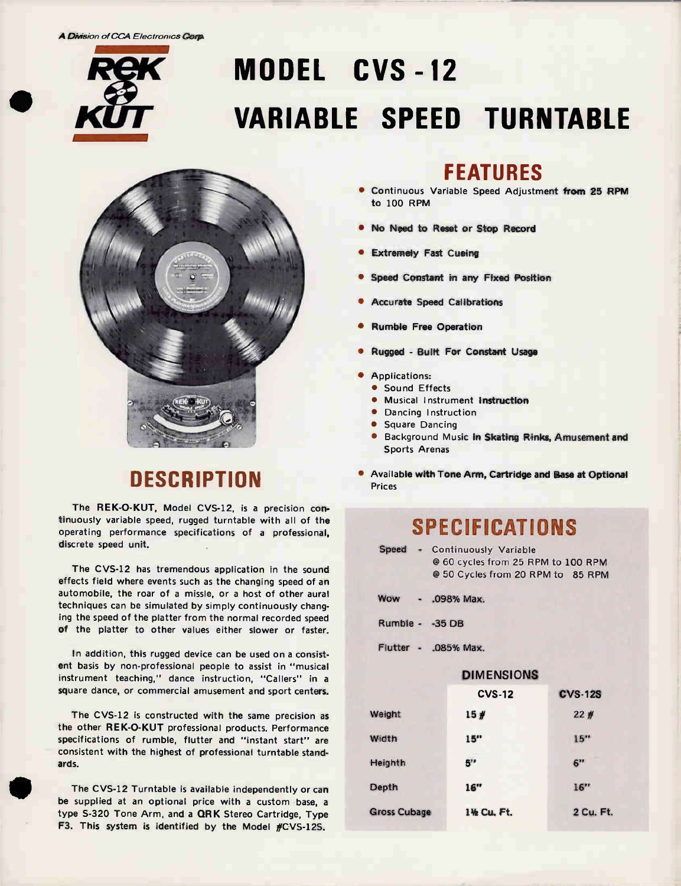A Division of CCA Electronics Corp.

REK-O-KUT

# MODEL CVS-12
# VARIABLE SPEED TURNTABLE

## DESCRIPTION

The **REK-O-KUT**, Model CVS-12, is a precision continuously variable speed, rugged turntable with all of the operating performance specifications of a professional, discrete speed unit.

The CVS-12 has tremendous application in the sound effects field where events such as the changing speed of an automobile, the roar of a missle, or a host of other aural techniques can be simulated by simply continuously changing the speed of the platter from the normal recorded speed of the platter to other values either slower or faster.

In addition, this rugged device can be used on a consistent basis by non-professional people to assist in "musical instrument teaching," dance instruction, "Callers" in a square dance, or commercial amusement and sport centers.

The CVS-12 is constructed with the same precision as the other **REK-O-KUT** professional products. Performance specifications of rumble, flutter and "instant start" are consistent with the highest of professional turntable standards.

The CVS-12 Turntable is available independently or can be supplied at an optional price with a custom base, a type S-320 Tone Arm, and a **QRK** Stereo Cartridge, Type F3. This system is identified by the Model #CVS-12S.

## FEATURES

- Continuous Variable Speed Adjustment from 25 RPM to 100 RPM
- No Need to Reset or Stop Record
- Extremely Fast Cueing
- Speed Constant in any Fixed Position
- Accurate Speed Calibrations
- Rumble Free Operation
- Rugged - Built For Constant Usage
- Applications:
  - Sound Effects
  - Musical Instrument Instruction
  - Dancing Instruction
  - Square Dancing
  - Background Music in Skating Rinks, Amusement and Sports Arenas
- Available with Tone Arm, Cartridge and Base at Optional Prices

## SPECIFICATIONS

Speed - Continuously Variable
@ 60 cycles from 25 RPM to 100 RPM
@ 50 Cycles from 20 RPM to 85 RPM

Wow - .098% Max.

Rumble - -35 DB

Flutter - .085% Max.

### DIMENSIONS

| | CVS-12 | CVS-12S |
|---|---|---|
| Weight | 15 # | 22 # |
| Width | 15" | 15" |
| Heighth | 5" | 6" |
| Depth | 16" | 16" |
| Gross Cubage | 1½ Cu. Ft. | 2 Cu. Ft. |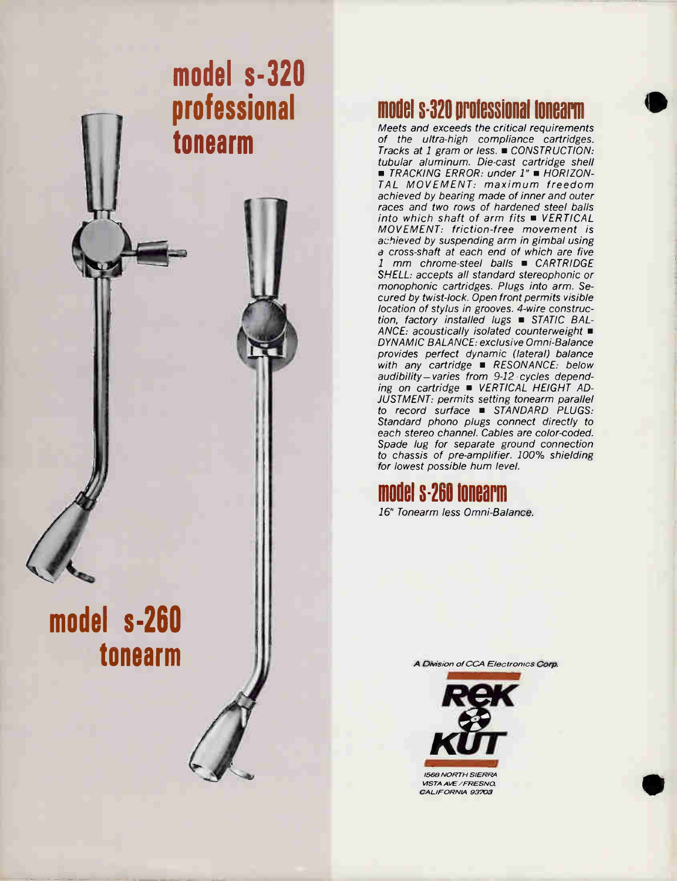# model s-320 professional tonearm

# model s-260 tonearm

## model s-320 professional tonearm

*Meets and exceeds the critical requirements of the ultra-high compliance cartridges. Tracks at 1 gram or less. ■ CONSTRUCTION: tubular aluminum. Die-cast cartridge shell ■ TRACKING ERROR: under 1° ■ HORIZONTAL MOVEMENT: maximum freedom achieved by bearing made of inner and outer races and two rows of hardened steel balls into which shaft of arm fits ■ VERTICAL MOVEMENT: friction-free movement is achieved by suspending arm in gimbal using a cross-shaft at each end of which are five 1 mm chrome-steel balls ■ CARTRIDGE SHELL: accepts all standard stereophonic or monophonic cartridges. Plugs into arm. Secured by twist-lock. Open front permits visible location of stylus in grooves. 4-wire construction, factory installed lugs ■ STATIC BALANCE: acoustically isolated counterweight ■ DYNAMIC BALANCE: exclusive Omni-Balance provides perfect dynamic (lateral) balance with any cartridge ■ RESONANCE: below audibility—varies from 9-12 cycles depending on cartridge ■ VERTICAL HEIGHT ADJUSTMENT: permits setting tonearm parallel to record surface ■ STANDARD PLUGS: Standard phono plugs connect directly to each stereo channel. Cables are color-coded. Spade lug for separate ground connection to chassis of pre-amplifier. 100% shielding for lowest possible hum level.*

## model s-260 tonearm

*16" Tonearm less Omni-Balance.*

*A Division of CCA Electronics Corp.*

**REK-O-KUT**

*1568 NORTH SIERRA VISTA AVE./FRESNO, CALIFORNIA 93703*